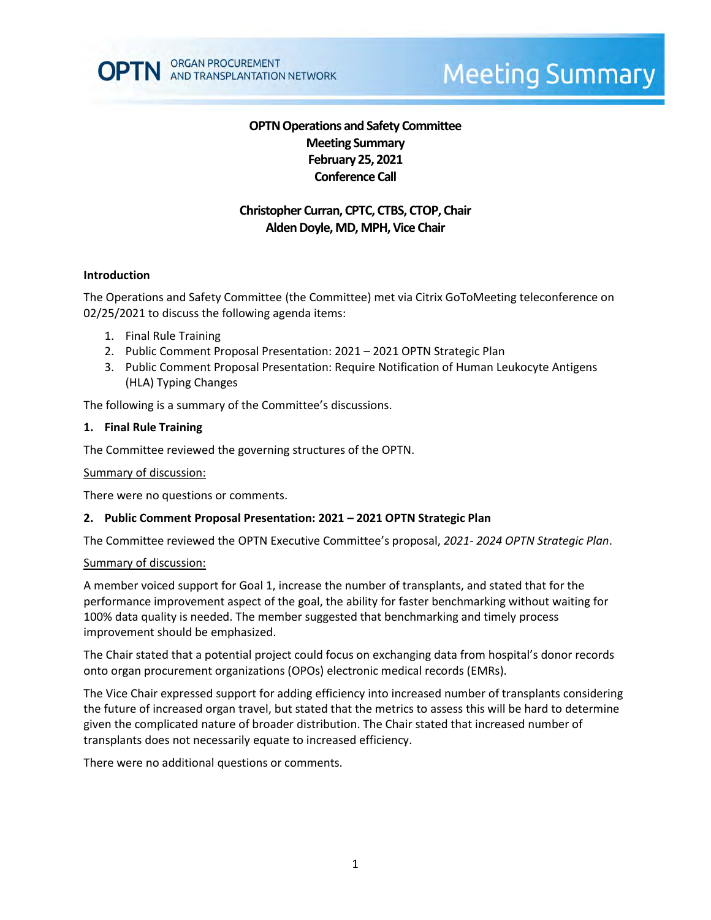OPTN ORGAN PROCUREMENT AND TRANSPLANTATION NETWORK

# Meeting Summary

**OPTN Operations and Safety Committee**
**Meeting Summary**
**February 25, 2021**
**Conference Call**

**Christopher Curran, CPTC, CTBS, CTOP, Chair**
**Alden Doyle, MD, MPH, Vice Chair**

### Introduction

The Operations and Safety Committee (the Committee) met via Citrix GoToMeeting teleconference on 02/25/2021 to discuss the following agenda items:

1. Final Rule Training
2. Public Comment Proposal Presentation: 2021 – 2021 OPTN Strategic Plan
3. Public Comment Proposal Presentation: Require Notification of Human Leukocyte Antigens (HLA) Typing Changes

The following is a summary of the Committee's discussions.

### 1. Final Rule Training

The Committee reviewed the governing structures of the OPTN.

Summary of discussion:

There were no questions or comments.

### 2. Public Comment Proposal Presentation: 2021 – 2021 OPTN Strategic Plan

The Committee reviewed the OPTN Executive Committee's proposal, *2021- 2024 OPTN Strategic Plan*.

Summary of discussion:

A member voiced support for Goal 1, increase the number of transplants, and stated that for the performance improvement aspect of the goal, the ability for faster benchmarking without waiting for 100% data quality is needed. The member suggested that benchmarking and timely process improvement should be emphasized.

The Chair stated that a potential project could focus on exchanging data from hospital's donor records onto organ procurement organizations (OPOs) electronic medical records (EMRs).

The Vice Chair expressed support for adding efficiency into increased number of transplants considering the future of increased organ travel, but stated that the metrics to assess this will be hard to determine given the complicated nature of broader distribution. The Chair stated that increased number of transplants does not necessarily equate to increased efficiency.

There were no additional questions or comments.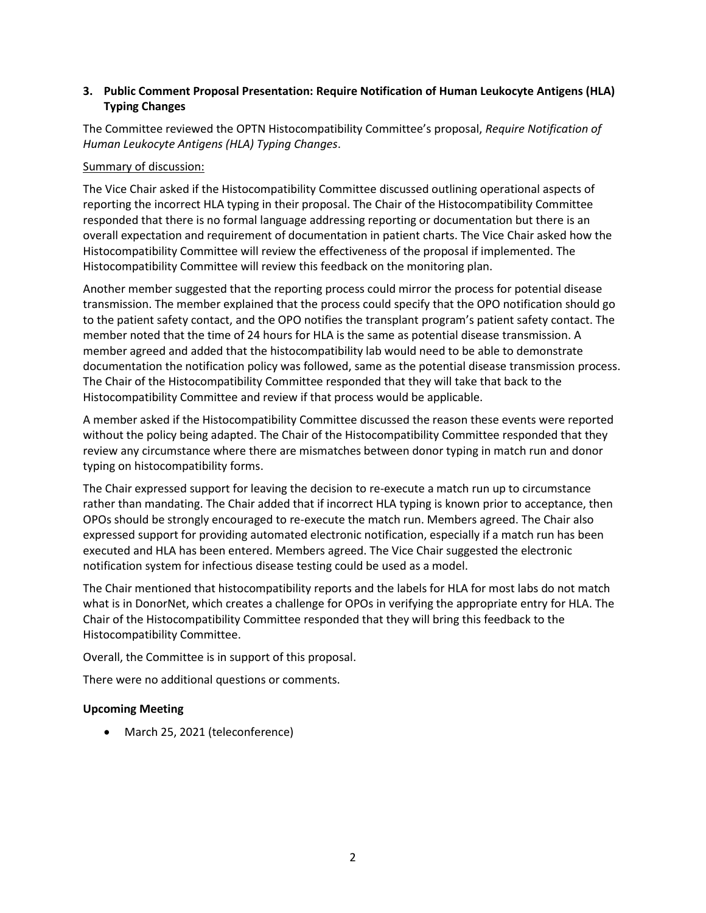### 3. Public Comment Proposal Presentation: Require Notification of Human Leukocyte Antigens (HLA) Typing Changes

The Committee reviewed the OPTN Histocompatibility Committee's proposal, *Require Notification of Human Leukocyte Antigens (HLA) Typing Changes*.

Summary of discussion:

The Vice Chair asked if the Histocompatibility Committee discussed outlining operational aspects of reporting the incorrect HLA typing in their proposal. The Chair of the Histocompatibility Committee responded that there is no formal language addressing reporting or documentation but there is an overall expectation and requirement of documentation in patient charts. The Vice Chair asked how the Histocompatibility Committee will review the effectiveness of the proposal if implemented. The Histocompatibility Committee will review this feedback on the monitoring plan.

Another member suggested that the reporting process could mirror the process for potential disease transmission. The member explained that the process could specify that the OPO notification should go to the patient safety contact, and the OPO notifies the transplant program's patient safety contact. The member noted that the time of 24 hours for HLA is the same as potential disease transmission. A member agreed and added that the histocompatibility lab would need to be able to demonstrate documentation the notification policy was followed, same as the potential disease transmission process. The Chair of the Histocompatibility Committee responded that they will take that back to the Histocompatibility Committee and review if that process would be applicable.

A member asked if the Histocompatibility Committee discussed the reason these events were reported without the policy being adapted. The Chair of the Histocompatibility Committee responded that they review any circumstance where there are mismatches between donor typing in match run and donor typing on histocompatibility forms.

The Chair expressed support for leaving the decision to re-execute a match run up to circumstance rather than mandating. The Chair added that if incorrect HLA typing is known prior to acceptance, then OPOs should be strongly encouraged to re-execute the match run. Members agreed. The Chair also expressed support for providing automated electronic notification, especially if a match run has been executed and HLA has been entered. Members agreed. The Vice Chair suggested the electronic notification system for infectious disease testing could be used as a model.

The Chair mentioned that histocompatibility reports and the labels for HLA for most labs do not match what is in DonorNet, which creates a challenge for OPOs in verifying the appropriate entry for HLA. The Chair of the Histocompatibility Committee responded that they will bring this feedback to the Histocompatibility Committee.

Overall, the Committee is in support of this proposal.

There were no additional questions or comments.

**Upcoming Meeting**

- March 25, 2021 (teleconference)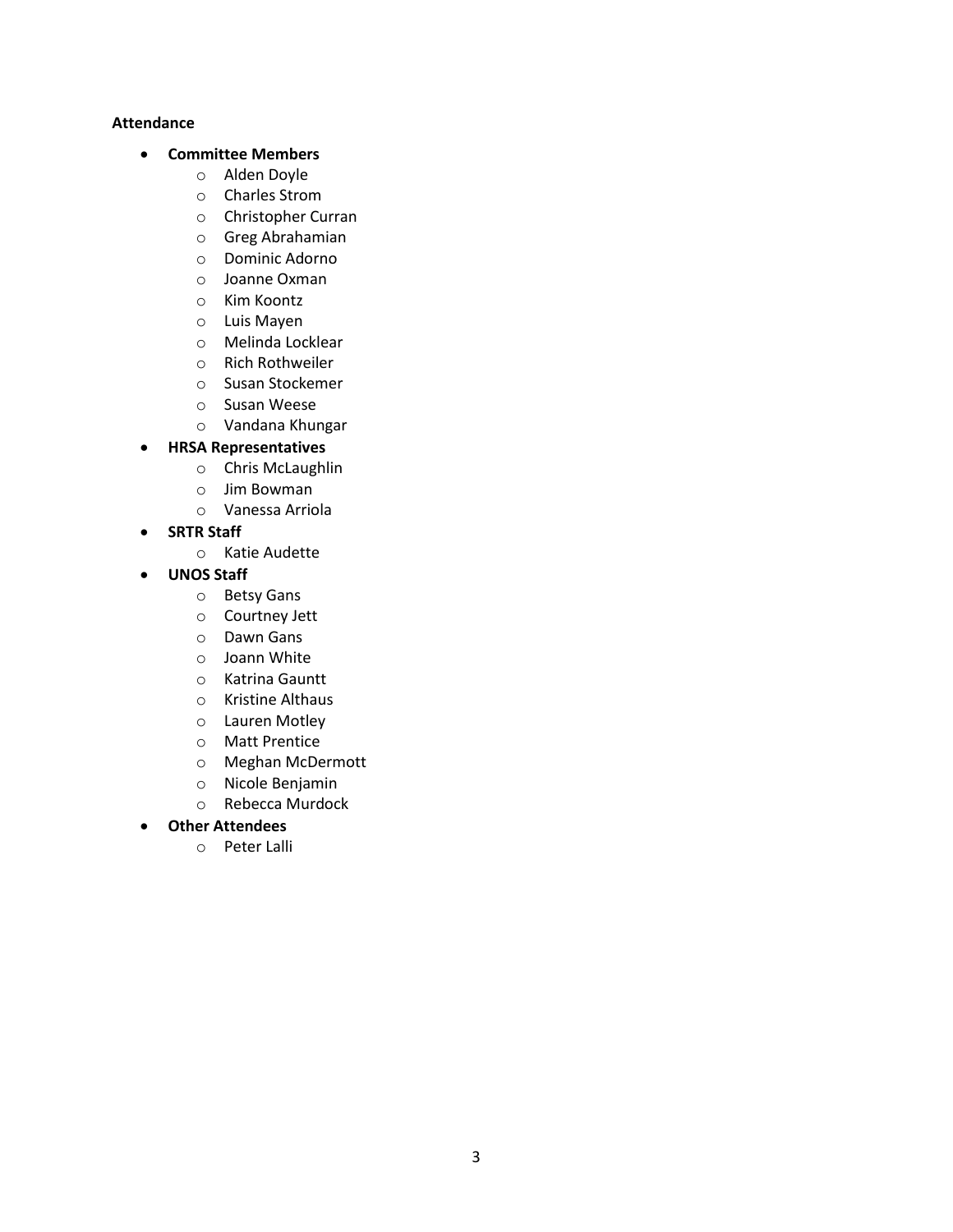**Attendance**

- **Committee Members**
    - Alden Doyle
    - Charles Strom
    - Christopher Curran
    - Greg Abrahamian
    - Dominic Adorno
    - Joanne Oxman
    - Kim Koontz
    - Luis Mayen
    - Melinda Locklear
    - Rich Rothweiler
    - Susan Stockemer
    - Susan Weese
    - Vandana Khungar
- **HRSA Representatives**
    - Chris McLaughlin
    - Jim Bowman
    - Vanessa Arriola
- **SRTR Staff**
    - Katie Audette
- **UNOS Staff**
    - Betsy Gans
    - Courtney Jett
    - Dawn Gans
    - Joann White
    - Katrina Gauntt
    - Kristine Althaus
    - Lauren Motley
    - Matt Prentice
    - Meghan McDermott
    - Nicole Benjamin
    - Rebecca Murdock
- **Other Attendees**
    - Peter Lalli